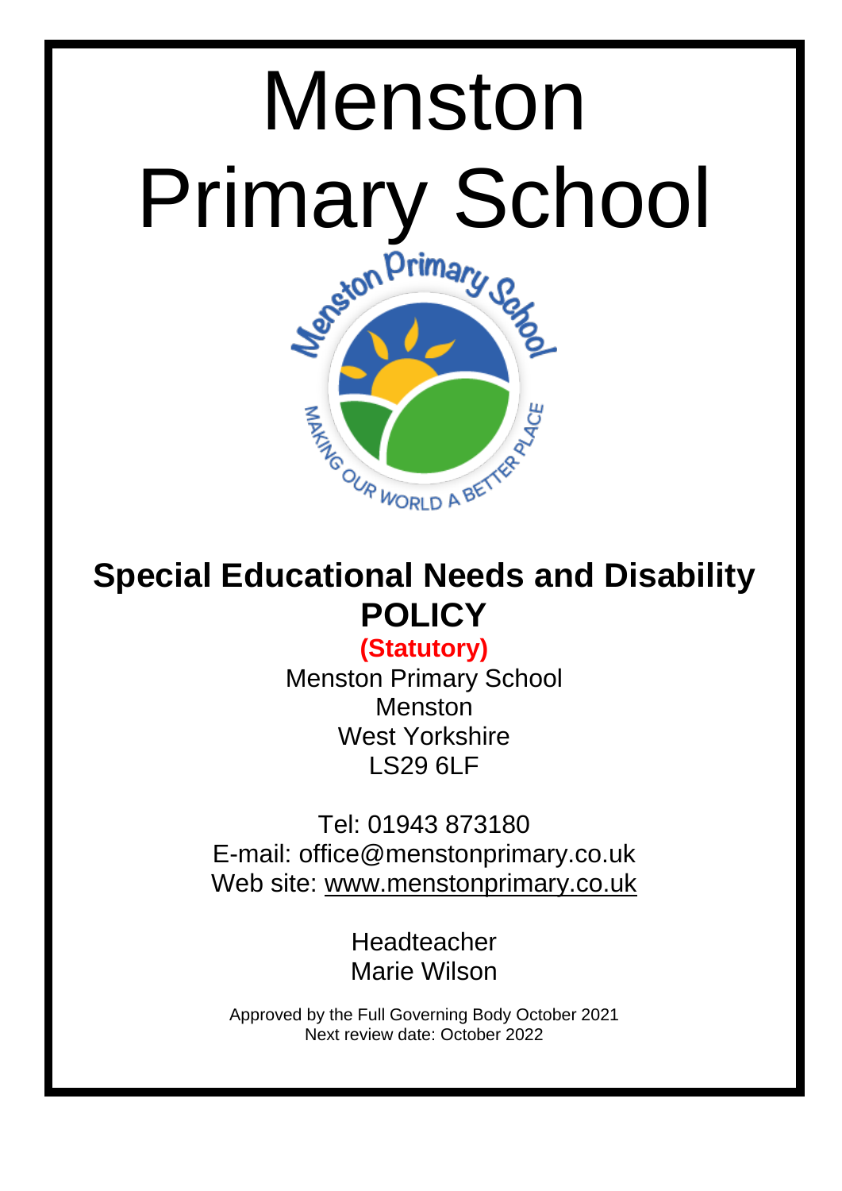# Menston Primary School

## Special Educational Needs and Disability POLICY

**(Statutory)**

Menston Primary School
Menston
West Yorkshire
LS29 6LF

Tel: 01943 873180
E-mail: office@menstonprimary.co.uk
Web site: www.menstonprimary.co.uk

Headteacher
Marie Wilson

Approved by the Full Governing Body October 2021
Next review date: October 2022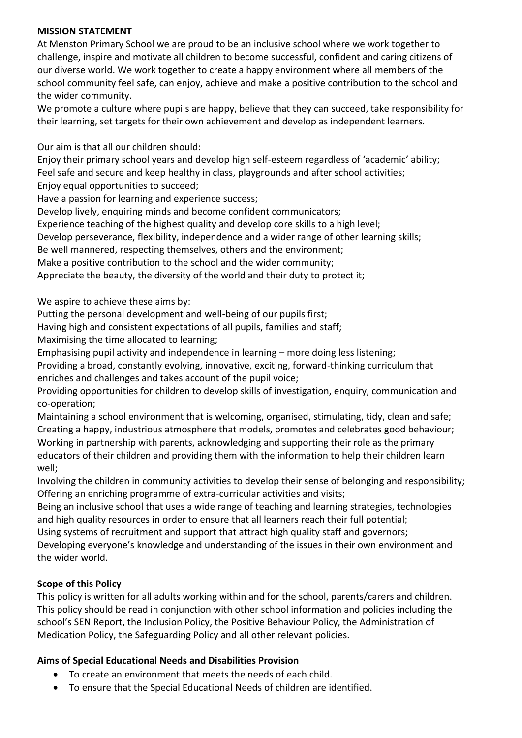**MISSION STATEMENT**

At Menston Primary School we are proud to be an inclusive school where we work together to challenge, inspire and motivate all children to become successful, confident and caring citizens of our diverse world. We work together to create a happy environment where all members of the school community feel safe, can enjoy, achieve and make a positive contribution to the school and the wider community.

We promote a culture where pupils are happy, believe that they can succeed, take responsibility for their learning, set targets for their own achievement and develop as independent learners.

Our aim is that all our children should:

Enjoy their primary school years and develop high self-esteem regardless of 'academic' ability;
Feel safe and secure and keep healthy in class, playgrounds and after school activities;
Enjoy equal opportunities to succeed;
Have a passion for learning and experience success;
Develop lively, enquiring minds and become confident communicators;
Experience teaching of the highest quality and develop core skills to a high level;
Develop perseverance, flexibility, independence and a wider range of other learning skills;
Be well mannered, respecting themselves, others and the environment;
Make a positive contribution to the school and the wider community;
Appreciate the beauty, the diversity of the world and their duty to protect it;

We aspire to achieve these aims by:

Putting the personal development and well-being of our pupils first;
Having high and consistent expectations of all pupils, families and staff;
Maximising the time allocated to learning;
Emphasising pupil activity and independence in learning – more doing less listening;
Providing a broad, constantly evolving, innovative, exciting, forward-thinking curriculum that enriches and challenges and takes account of the pupil voice;
Providing opportunities for children to develop skills of investigation, enquiry, communication and co-operation;
Maintaining a school environment that is welcoming, organised, stimulating, tidy, clean and safe;
Creating a happy, industrious atmosphere that models, promotes and celebrates good behaviour;
Working in partnership with parents, acknowledging and supporting their role as the primary educators of their children and providing them with the information to help their children learn well;
Involving the children in community activities to develop their sense of belonging and responsibility;
Offering an enriching programme of extra-curricular activities and visits;
Being an inclusive school that uses a wide range of teaching and learning strategies, technologies and high quality resources in order to ensure that all learners reach their full potential;
Using systems of recruitment and support that attract high quality staff and governors;
Developing everyone's knowledge and understanding of the issues in their own environment and the wider world.

**Scope of this Policy**

This policy is written for all adults working within and for the school, parents/carers and children. This policy should be read in conjunction with other school information and policies including the school's SEN Report, the Inclusion Policy, the Positive Behaviour Policy, the Administration of Medication Policy, the Safeguarding Policy and all other relevant policies.

**Aims of Special Educational Needs and Disabilities Provision**

- To create an environment that meets the needs of each child.
- To ensure that the Special Educational Needs of children are identified.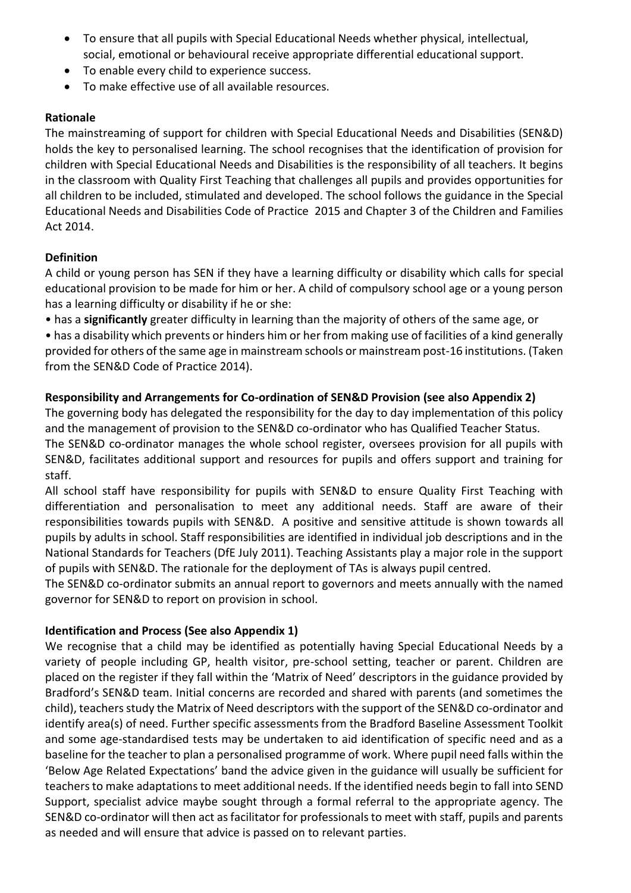- To ensure that all pupils with Special Educational Needs whether physical, intellectual, social, emotional or behavioural receive appropriate differential educational support.
- To enable every child to experience success.
- To make effective use of all available resources.

**Rationale**

The mainstreaming of support for children with Special Educational Needs and Disabilities (SEN&D) holds the key to personalised learning. The school recognises that the identification of provision for children with Special Educational Needs and Disabilities is the responsibility of all teachers. It begins in the classroom with Quality First Teaching that challenges all pupils and provides opportunities for all children to be included, stimulated and developed. The school follows the guidance in the Special Educational Needs and Disabilities Code of Practice 2015 and Chapter 3 of the Children and Families Act 2014.

**Definition**

A child or young person has SEN if they have a learning difficulty or disability which calls for special educational provision to be made for him or her. A child of compulsory school age or a young person has a learning difficulty or disability if he or she:

• has a **significantly** greater difficulty in learning than the majority of others of the same age, or

• has a disability which prevents or hinders him or her from making use of facilities of a kind generally provided for others of the same age in mainstream schools or mainstream post-16 institutions. (Taken from the SEN&D Code of Practice 2014).

**Responsibility and Arrangements for Co-ordination of SEN&D Provision (see also Appendix 2)**

The governing body has delegated the responsibility for the day to day implementation of this policy and the management of provision to the SEN&D co-ordinator who has Qualified Teacher Status.

The SEN&D co-ordinator manages the whole school register, oversees provision for all pupils with SEN&D, facilitates additional support and resources for pupils and offers support and training for staff.

All school staff have responsibility for pupils with SEN&D to ensure Quality First Teaching with differentiation and personalisation to meet any additional needs. Staff are aware of their responsibilities towards pupils with SEN&D. A positive and sensitive attitude is shown towards all pupils by adults in school. Staff responsibilities are identified in individual job descriptions and in the National Standards for Teachers (DfE July 2011). Teaching Assistants play a major role in the support of pupils with SEN&D. The rationale for the deployment of TAs is always pupil centred.

The SEN&D co-ordinator submits an annual report to governors and meets annually with the named governor for SEN&D to report on provision in school.

**Identification and Process (See also Appendix 1)**

We recognise that a child may be identified as potentially having Special Educational Needs by a variety of people including GP, health visitor, pre-school setting, teacher or parent. Children are placed on the register if they fall within the 'Matrix of Need' descriptors in the guidance provided by Bradford's SEN&D team. Initial concerns are recorded and shared with parents (and sometimes the child), teachers study the Matrix of Need descriptors with the support of the SEN&D co-ordinator and identify area(s) of need. Further specific assessments from the Bradford Baseline Assessment Toolkit and some age-standardised tests may be undertaken to aid identification of specific need and as a baseline for the teacher to plan a personalised programme of work. Where pupil need falls within the 'Below Age Related Expectations' band the advice given in the guidance will usually be sufficient for teachers to make adaptations to meet additional needs. If the identified needs begin to fall into SEND Support, specialist advice maybe sought through a formal referral to the appropriate agency. The SEN&D co-ordinator will then act as facilitator for professionals to meet with staff, pupils and parents as needed and will ensure that advice is passed on to relevant parties.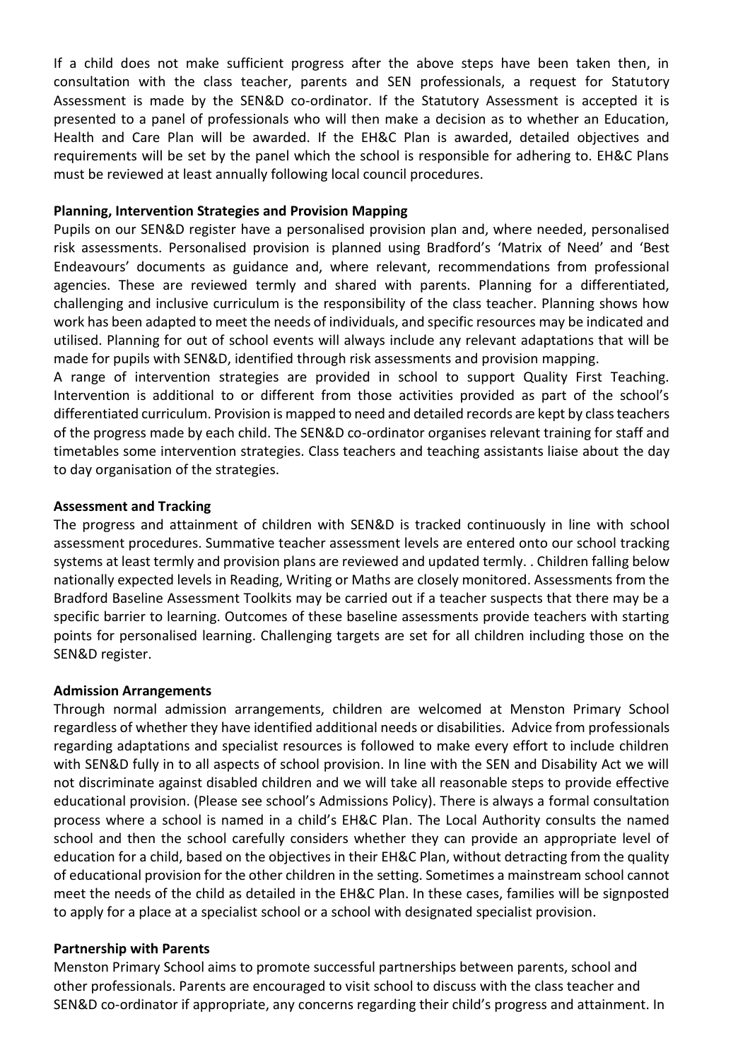If a child does not make sufficient progress after the above steps have been taken then, in consultation with the class teacher, parents and SEN professionals, a request for Statutory Assessment is made by the SEN&D co-ordinator. If the Statutory Assessment is accepted it is presented to a panel of professionals who will then make a decision as to whether an Education, Health and Care Plan will be awarded. If the EH&C Plan is awarded, detailed objectives and requirements will be set by the panel which the school is responsible for adhering to. EH&C Plans must be reviewed at least annually following local council procedures.

**Planning, Intervention Strategies and Provision Mapping**

Pupils on our SEN&D register have a personalised provision plan and, where needed, personalised risk assessments. Personalised provision is planned using Bradford's 'Matrix of Need' and 'Best Endeavours' documents as guidance and, where relevant, recommendations from professional agencies. These are reviewed termly and shared with parents. Planning for a differentiated, challenging and inclusive curriculum is the responsibility of the class teacher. Planning shows how work has been adapted to meet the needs of individuals, and specific resources may be indicated and utilised. Planning for out of school events will always include any relevant adaptations that will be made for pupils with SEN&D, identified through risk assessments and provision mapping.

A range of intervention strategies are provided in school to support Quality First Teaching. Intervention is additional to or different from those activities provided as part of the school's differentiated curriculum. Provision is mapped to need and detailed records are kept by class teachers of the progress made by each child. The SEN&D co-ordinator organises relevant training for staff and timetables some intervention strategies. Class teachers and teaching assistants liaise about the day to day organisation of the strategies.

**Assessment and Tracking**

The progress and attainment of children with SEN&D is tracked continuously in line with school assessment procedures. Summative teacher assessment levels are entered onto our school tracking systems at least termly and provision plans are reviewed and updated termly. . Children falling below nationally expected levels in Reading, Writing or Maths are closely monitored. Assessments from the Bradford Baseline Assessment Toolkits may be carried out if a teacher suspects that there may be a specific barrier to learning. Outcomes of these baseline assessments provide teachers with starting points for personalised learning. Challenging targets are set for all children including those on the SEN&D register.

**Admission Arrangements**

Through normal admission arrangements, children are welcomed at Menston Primary School regardless of whether they have identified additional needs or disabilities. Advice from professionals regarding adaptations and specialist resources is followed to make every effort to include children with SEN&D fully in to all aspects of school provision. In line with the SEN and Disability Act we will not discriminate against disabled children and we will take all reasonable steps to provide effective educational provision. (Please see school's Admissions Policy). There is always a formal consultation process where a school is named in a child's EH&C Plan. The Local Authority consults the named school and then the school carefully considers whether they can provide an appropriate level of education for a child, based on the objectives in their EH&C Plan, without detracting from the quality of educational provision for the other children in the setting. Sometimes a mainstream school cannot meet the needs of the child as detailed in the EH&C Plan. In these cases, families will be signposted to apply for a place at a specialist school or a school with designated specialist provision.

**Partnership with Parents**

Menston Primary School aims to promote successful partnerships between parents, school and other professionals. Parents are encouraged to visit school to discuss with the class teacher and SEN&D co-ordinator if appropriate, any concerns regarding their child's progress and attainment. In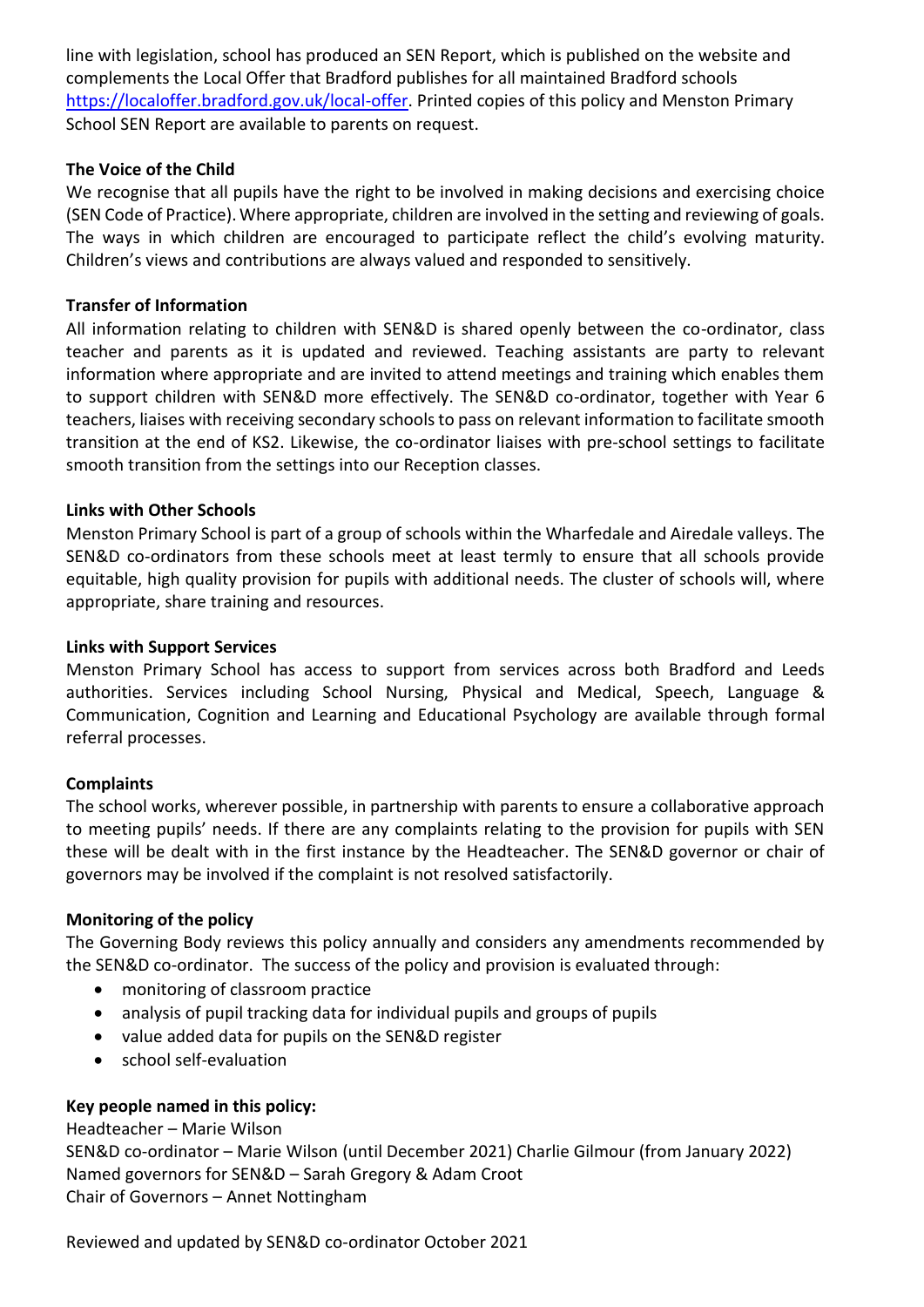line with legislation, school has produced an SEN Report, which is published on the website and complements the Local Offer that Bradford publishes for all maintained Bradford schools https://localoffer.bradford.gov.uk/local-offer. Printed copies of this policy and Menston Primary School SEN Report are available to parents on request.

**The Voice of the Child**

We recognise that all pupils have the right to be involved in making decisions and exercising choice (SEN Code of Practice). Where appropriate, children are involved in the setting and reviewing of goals. The ways in which children are encouraged to participate reflect the child's evolving maturity. Children's views and contributions are always valued and responded to sensitively.

**Transfer of Information**

All information relating to children with SEN&D is shared openly between the co-ordinator, class teacher and parents as it is updated and reviewed. Teaching assistants are party to relevant information where appropriate and are invited to attend meetings and training which enables them to support children with SEN&D more effectively. The SEN&D co-ordinator, together with Year 6 teachers, liaises with receiving secondary schools to pass on relevant information to facilitate smooth transition at the end of KS2. Likewise, the co-ordinator liaises with pre-school settings to facilitate smooth transition from the settings into our Reception classes.

**Links with Other Schools**

Menston Primary School is part of a group of schools within the Wharfedale and Airedale valleys. The SEN&D co-ordinators from these schools meet at least termly to ensure that all schools provide equitable, high quality provision for pupils with additional needs. The cluster of schools will, where appropriate, share training and resources.

**Links with Support Services**

Menston Primary School has access to support from services across both Bradford and Leeds authorities. Services including School Nursing, Physical and Medical, Speech, Language & Communication, Cognition and Learning and Educational Psychology are available through formal referral processes.

**Complaints**

The school works, wherever possible, in partnership with parents to ensure a collaborative approach to meeting pupils' needs. If there are any complaints relating to the provision for pupils with SEN these will be dealt with in the first instance by the Headteacher. The SEN&D governor or chair of governors may be involved if the complaint is not resolved satisfactorily.

**Monitoring of the policy**

The Governing Body reviews this policy annually and considers any amendments recommended by the SEN&D co-ordinator. The success of the policy and provision is evaluated through:

- monitoring of classroom practice
- analysis of pupil tracking data for individual pupils and groups of pupils
- value added data for pupils on the SEN&D register
- school self-evaluation

**Key people named in this policy:**

Headteacher – Marie Wilson
SEN&D co-ordinator – Marie Wilson (until December 2021) Charlie Gilmour (from January 2022)
Named governors for SEN&D – Sarah Gregory & Adam Croot
Chair of Governors – Annet Nottingham

Reviewed and updated by SEN&D co-ordinator October 2021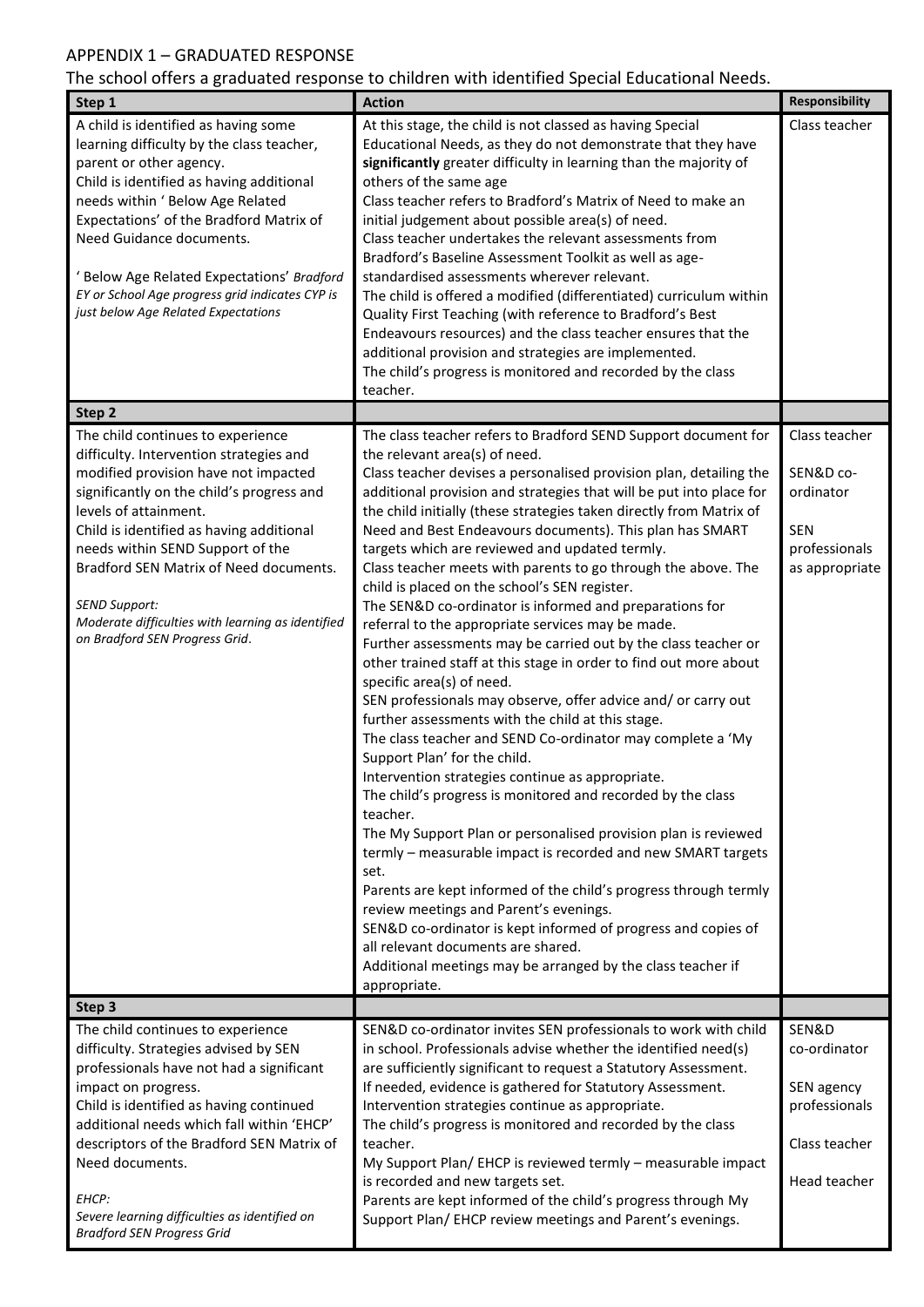## APPENDIX 1 – GRADUATED RESPONSE

The school offers a graduated response to children with identified Special Educational Needs.

| Step 1 | Action | Responsibility |
|---|---|---|
| A child is identified as having some learning difficulty by the class teacher, parent or other agency.<br>Child is identified as having additional needs within ' Below Age Related Expectations' of the Bradford Matrix of Need Guidance documents.<br><br>' Below Age Related Expectations' *Bradford EY or School Age progress grid indicates CYP is just below Age Related Expectations* | At this stage, the child is not classed as having Special Educational Needs, as they do not demonstrate that they have **significantly** greater difficulty in learning than the majority of others of the same age<br>Class teacher refers to Bradford's Matrix of Need to make an initial judgement about possible area(s) of need.<br>Class teacher undertakes the relevant assessments from Bradford's Baseline Assessment Toolkit as well as age-standardised assessments wherever relevant.<br>The child is offered a modified (differentiated) curriculum within Quality First Teaching (with reference to Bradford's Best Endeavours resources) and the class teacher ensures that the additional provision and strategies are implemented.<br>The child's progress is monitored and recorded by the class teacher. | Class teacher |
| **Step 2** | | |
| The child continues to experience difficulty. Intervention strategies and modified provision have not impacted significantly on the child's progress and levels of attainment.<br>Child is identified as having additional needs within SEND Support of the Bradford SEN Matrix of Need documents.<br><br>*SEND Support:*<br>*Moderate difficulties with learning as identified on Bradford SEN Progress Grid.* | The class teacher refers to Bradford SEND Support document for the relevant area(s) of need.<br>Class teacher devises a personalised provision plan, detailing the additional provision and strategies that will be put into place for the child initially (these strategies taken directly from Matrix of Need and Best Endeavours documents). This plan has SMART targets which are reviewed and updated termly.<br>Class teacher meets with parents to go through the above. The child is placed on the school's SEN register.<br>The SEN&D co-ordinator is informed and preparations for referral to the appropriate services may be made.<br>Further assessments may be carried out by the class teacher or other trained staff at this stage in order to find out more about specific area(s) of need.<br>SEN professionals may observe, offer advice and/ or carry out further assessments with the child at this stage.<br>The class teacher and SEND Co-ordinator may complete a 'My Support Plan' for the child.<br>Intervention strategies continue as appropriate.<br>The child's progress is monitored and recorded by the class teacher.<br>The My Support Plan or personalised provision plan is reviewed termly – measurable impact is recorded and new SMART targets set.<br>Parents are kept informed of the child's progress through termly review meetings and Parent's evenings.<br>SEN&D co-ordinator is kept informed of progress and copies of all relevant documents are shared.<br>Additional meetings may be arranged by the class teacher if appropriate. | Class teacher<br><br>SEN&D co-ordinator<br><br>SEN professionals as appropriate |
| **Step 3** | | |
| The child continues to experience difficulty. Strategies advised by SEN professionals have not had a significant impact on progress.<br>Child is identified as having continued additional needs which fall within 'EHCP' descriptors of the Bradford SEN Matrix of Need documents.<br><br>*EHCP:*<br>*Severe learning difficulties as identified on Bradford SEN Progress Grid* | SEN&D co-ordinator invites SEN professionals to work with child in school. Professionals advise whether the identified need(s) are sufficiently significant to request a Statutory Assessment.<br>If needed, evidence is gathered for Statutory Assessment.<br>Intervention strategies continue as appropriate.<br>The child's progress is monitored and recorded by the class teacher.<br>My Support Plan/ EHCP is reviewed termly – measurable impact is recorded and new targets set.<br>Parents are kept informed of the child's progress through My Support Plan/ EHCP review meetings and Parent's evenings. | SEN&D co-ordinator<br><br>SEN agency professionals<br><br>Class teacher<br><br>Head teacher |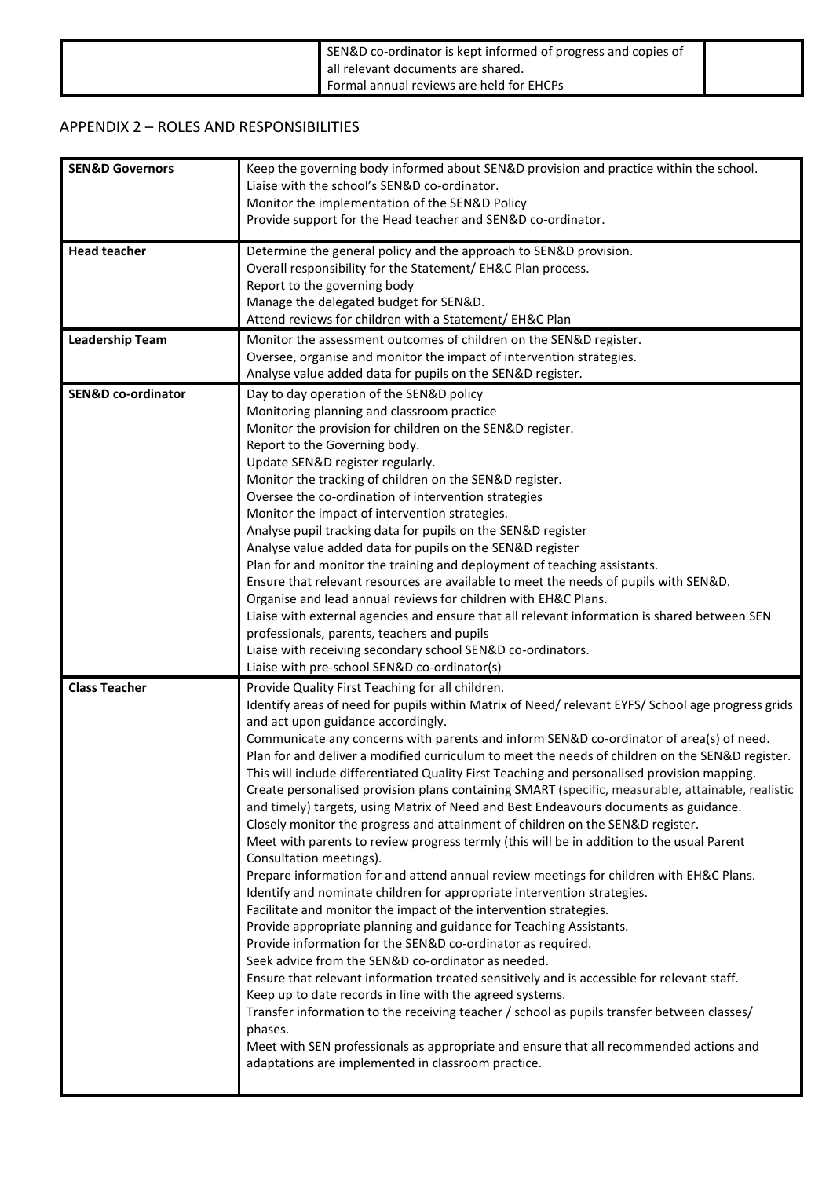| | SEN&D co-ordinator is kept informed of progress and copies of all relevant documents are shared.<br>Formal annual reviews are held for EHCPs | |
|---|---|---|

## APPENDIX 2 – ROLES AND RESPONSIBILITIES

| | |
|---|---|
| **SEN&D Governors** | Keep the governing body informed about SEN&D provision and practice within the school.<br>Liaise with the school's SEN&D co-ordinator.<br>Monitor the implementation of the SEN&D Policy<br>Provide support for the Head teacher and SEN&D co-ordinator. |
| **Head teacher** | Determine the general policy and the approach to SEN&D provision.<br>Overall responsibility for the Statement/ EH&C Plan process.<br>Report to the governing body<br>Manage the delegated budget for SEN&D.<br>Attend reviews for children with a Statement/ EH&C Plan |
| **Leadership Team** | Monitor the assessment outcomes of children on the SEN&D register.<br>Oversee, organise and monitor the impact of intervention strategies.<br>Analyse value added data for pupils on the SEN&D register. |
| **SEN&D co-ordinator** | Day to day operation of the SEN&D policy<br>Monitoring planning and classroom practice<br>Monitor the provision for children on the SEN&D register.<br>Report to the Governing body.<br>Update SEN&D register regularly.<br>Monitor the tracking of children on the SEN&D register.<br>Oversee the co-ordination of intervention strategies<br>Monitor the impact of intervention strategies.<br>Analyse pupil tracking data for pupils on the SEN&D register<br>Analyse value added data for pupils on the SEN&D register<br>Plan for and monitor the training and deployment of teaching assistants.<br>Ensure that relevant resources are available to meet the needs of pupils with SEN&D.<br>Organise and lead annual reviews for children with EH&C Plans.<br>Liaise with external agencies and ensure that all relevant information is shared between SEN professionals, parents, teachers and pupils<br>Liaise with receiving secondary school SEN&D co-ordinators.<br>Liaise with pre-school SEN&D co-ordinator(s) |
| **Class Teacher** | Provide Quality First Teaching for all children.<br>Identify areas of need for pupils within Matrix of Need/ relevant EYFS/ School age progress grids and act upon guidance accordingly.<br>Communicate any concerns with parents and inform SEN&D co-ordinator of area(s) of need.<br>Plan for and deliver a modified curriculum to meet the needs of children on the SEN&D register. This will include differentiated Quality First Teaching and personalised provision mapping.<br>Create personalised provision plans containing SMART (specific, measurable, attainable, realistic and timely) targets, using Matrix of Need and Best Endeavours documents as guidance.<br>Closely monitor the progress and attainment of children on the SEN&D register.<br>Meet with parents to review progress termly (this will be in addition to the usual Parent Consultation meetings).<br>Prepare information for and attend annual review meetings for children with EH&C Plans.<br>Identify and nominate children for appropriate intervention strategies.<br>Facilitate and monitor the impact of the intervention strategies.<br>Provide appropriate planning and guidance for Teaching Assistants.<br>Provide information for the SEN&D co-ordinator as required.<br>Seek advice from the SEN&D co-ordinator as needed.<br>Ensure that relevant information treated sensitively and is accessible for relevant staff.<br>Keep up to date records in line with the agreed systems.<br>Transfer information to the receiving teacher / school as pupils transfer between classes/ phases.<br>Meet with SEN professionals as appropriate and ensure that all recommended actions and adaptations are implemented in classroom practice. |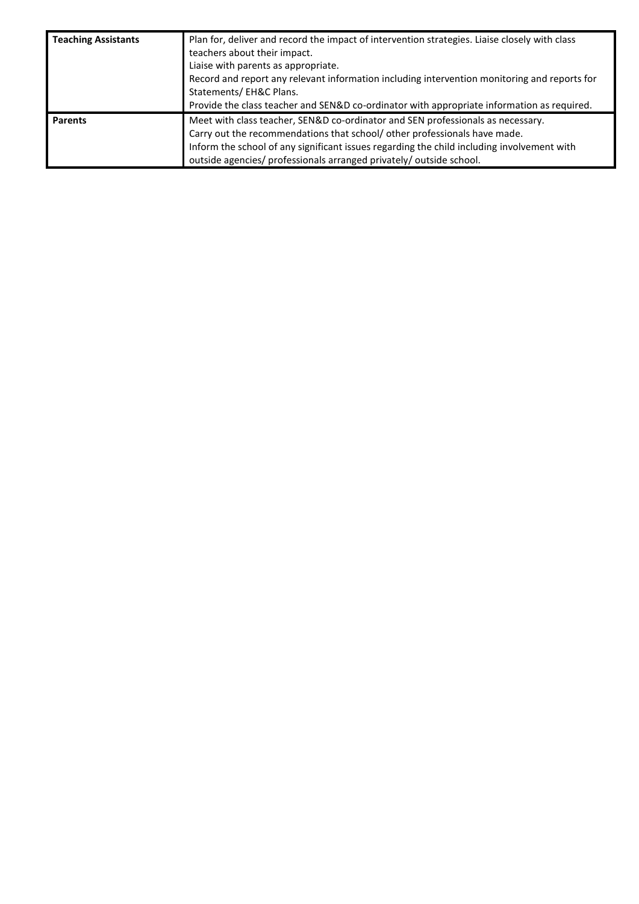| | |
|---|---|
| **Teaching Assistants** | Plan for, deliver and record the impact of intervention strategies. Liaise closely with class teachers about their impact.<br>Liaise with parents as appropriate.<br>Record and report any relevant information including intervention monitoring and reports for Statements/ EH&C Plans.<br>Provide the class teacher and SEN&D co-ordinator with appropriate information as required. |
| **Parents** | Meet with class teacher, SEN&D co-ordinator and SEN professionals as necessary.<br>Carry out the recommendations that school/ other professionals have made.<br>Inform the school of any significant issues regarding the child including involvement with outside agencies/ professionals arranged privately/ outside school. |